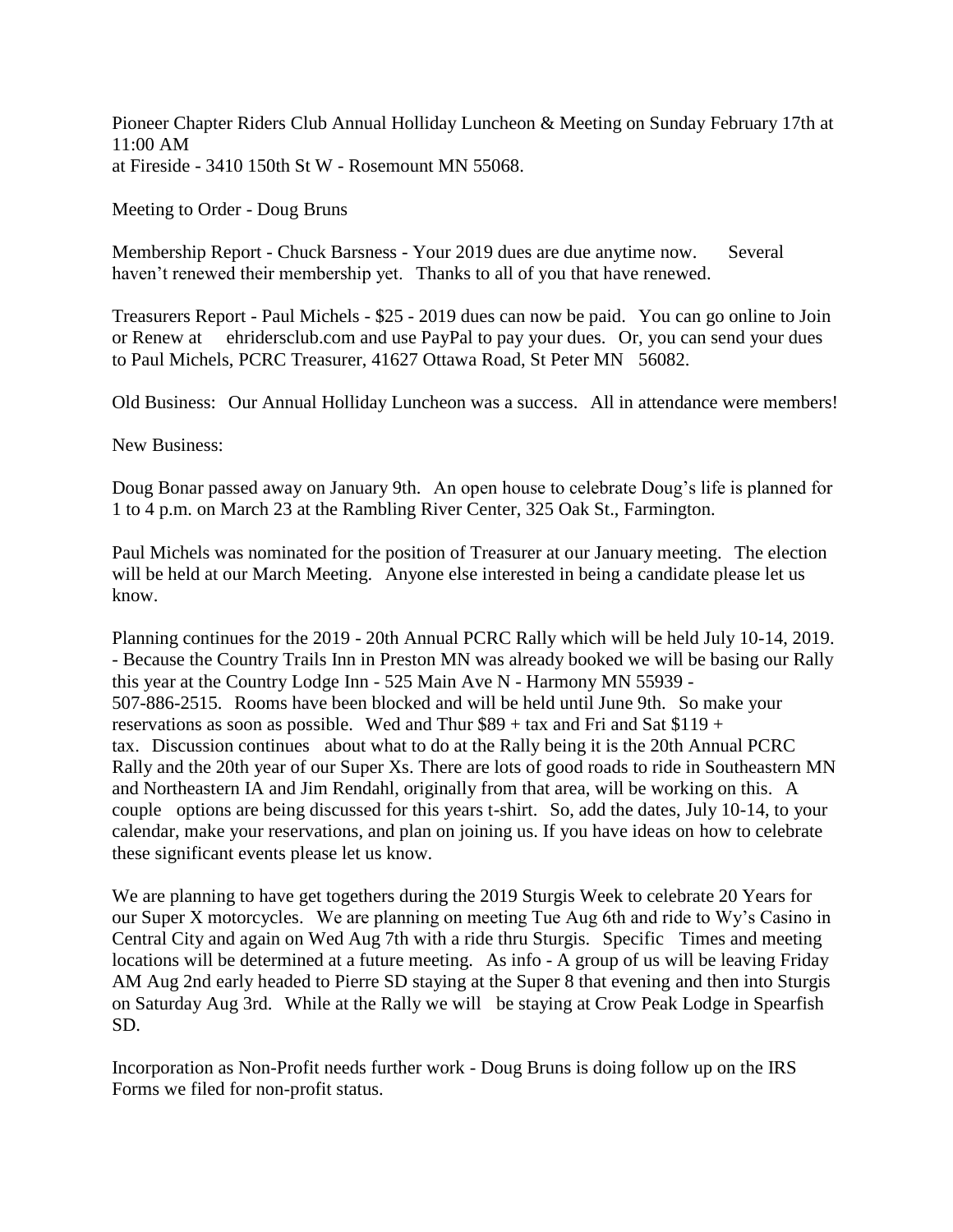Pioneer Chapter Riders Club Annual Holliday Luncheon & Meeting on Sunday February 17th at 11:00 AM
at Fireside - 3410 150th St W - Rosemount MN 55068.

Meeting to Order - Doug Bruns

Membership Report - Chuck Barsness - Your 2019 dues are due anytime now. Several haven't renewed their membership yet. Thanks to all of you that have renewed.

Treasurers Report - Paul Michels - $25 - 2019 dues can now be paid. You can go online to Join or Renew at ehridersclub.com and use PayPal to pay your dues. Or, you can send your dues to Paul Michels, PCRC Treasurer, 41627 Ottawa Road, St Peter MN 56082.

Old Business: Our Annual Holliday Luncheon was a success. All in attendance were members!

New Business:

Doug Bonar passed away on January 9th. An open house to celebrate Doug's life is planned for 1 to 4 p.m. on March 23 at the Rambling River Center, 325 Oak St., Farmington.

Paul Michels was nominated for the position of Treasurer at our January meeting. The election will be held at our March Meeting. Anyone else interested in being a candidate please let us know.

Planning continues for the 2019 - 20th Annual PCRC Rally which will be held July 10-14, 2019. - Because the Country Trails Inn in Preston MN was already booked we will be basing our Rally this year at the Country Lodge Inn - 525 Main Ave N - Harmony MN 55939 - 507-886-2515. Rooms have been blocked and will be held until June 9th. So make your reservations as soon as possible. Wed and Thur $89 + tax and Fri and Sat $119 + tax. Discussion continues about what to do at the Rally being it is the 20th Annual PCRC Rally and the 20th year of our Super Xs. There are lots of good roads to ride in Southeastern MN and Northeastern IA and Jim Rendahl, originally from that area, will be working on this. A couple options are being discussed for this years t-shirt. So, add the dates, July 10-14, to your calendar, make your reservations, and plan on joining us. If you have ideas on how to celebrate these significant events please let us know.

We are planning to have get togethers during the 2019 Sturgis Week to celebrate 20 Years for our Super X motorcycles. We are planning on meeting Tue Aug 6th and ride to Wy's Casino in Central City and again on Wed Aug 7th with a ride thru Sturgis. Specific Times and meeting locations will be determined at a future meeting. As info - A group of us will be leaving Friday AM Aug 2nd early headed to Pierre SD staying at the Super 8 that evening and then into Sturgis on Saturday Aug 3rd. While at the Rally we will be staying at Crow Peak Lodge in Spearfish SD.

Incorporation as Non-Profit needs further work - Doug Bruns is doing follow up on the IRS Forms we filed for non-profit status.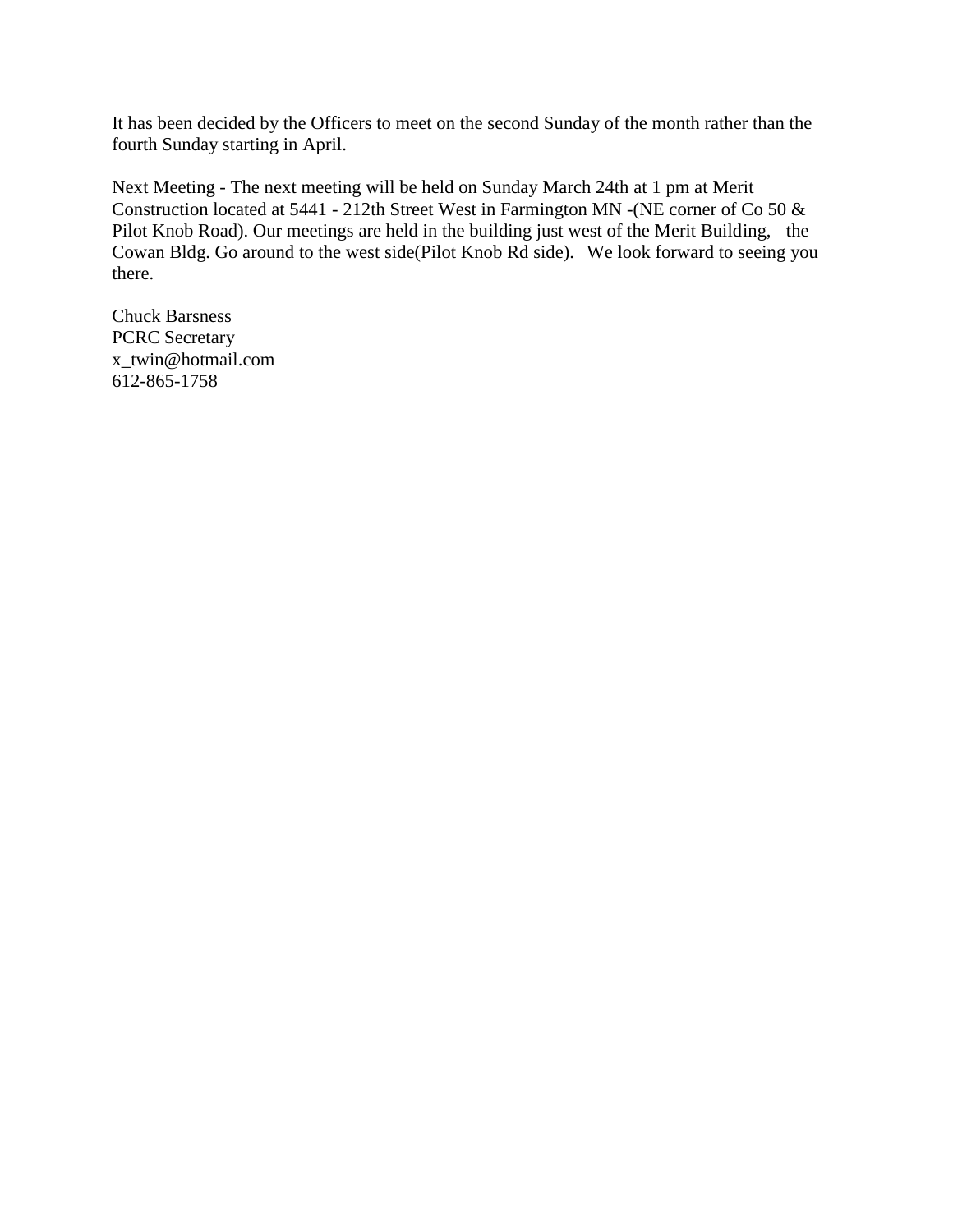It has been decided by the Officers to meet on the second Sunday of the month rather than the fourth Sunday starting in April.

Next Meeting - The next meeting will be held on Sunday March 24th at 1 pm at Merit Construction located at 5441 - 212th Street West in Farmington MN -(NE corner of Co 50 & Pilot Knob Road). Our meetings are held in the building just west of the Merit Building, the Cowan Bldg. Go around to the west side(Pilot Knob Rd side). We look forward to seeing you there.

Chuck Barsness
PCRC Secretary
x_twin@hotmail.com
612-865-1758